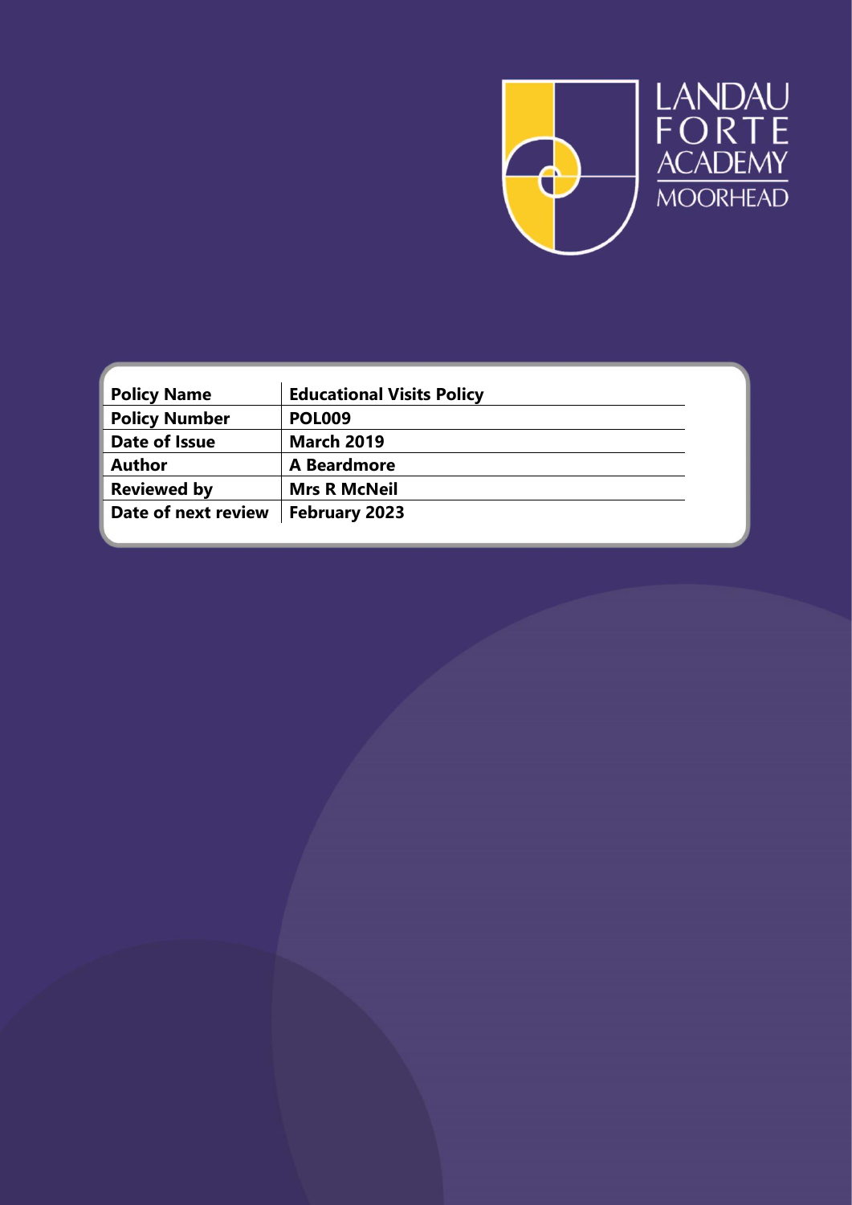LANDAU FORTE ACADEMY MOORHEAD

| Policy Name | Educational Visits Policy |
| --- | --- |
| Policy Number | POL009 |
| Date of Issue | March 2019 |
| Author | A Beardmore |
| Reviewed by | Mrs R McNeil |
| Date of next review | February 2023 |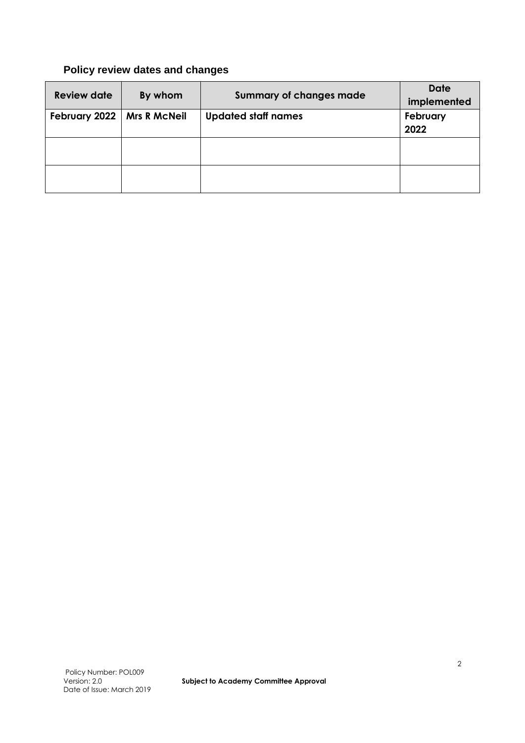## Policy review dates and changes

| Review date | By whom | Summary of changes made | Date implemented |
|---|---|---|---|
| **February 2022** | **Mrs R McNeil** | **Updated staff names** | **February 2022** |
| | | | |
| | | | |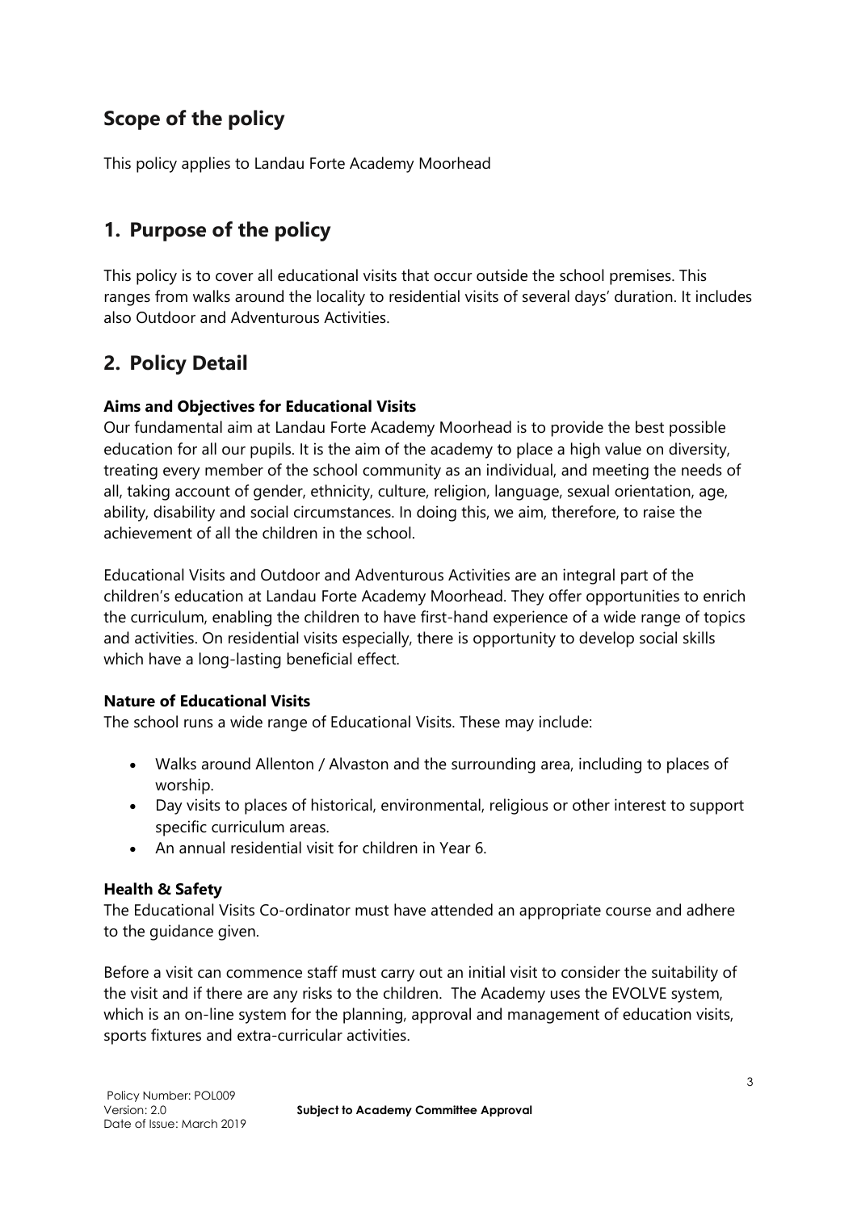## Scope of the policy

This policy applies to Landau Forte Academy Moorhead

## 1. Purpose of the policy

This policy is to cover all educational visits that occur outside the school premises. This ranges from walks around the locality to residential visits of several days' duration. It includes also Outdoor and Adventurous Activities.

## 2. Policy Detail

**Aims and Objectives for Educational Visits**

Our fundamental aim at Landau Forte Academy Moorhead is to provide the best possible education for all our pupils. It is the aim of the academy to place a high value on diversity, treating every member of the school community as an individual, and meeting the needs of all, taking account of gender, ethnicity, culture, religion, language, sexual orientation, age, ability, disability and social circumstances. In doing this, we aim, therefore, to raise the achievement of all the children in the school.

Educational Visits and Outdoor and Adventurous Activities are an integral part of the children's education at Landau Forte Academy Moorhead. They offer opportunities to enrich the curriculum, enabling the children to have first-hand experience of a wide range of topics and activities. On residential visits especially, there is opportunity to develop social skills which have a long-lasting beneficial effect.

**Nature of Educational Visits**

The school runs a wide range of Educational Visits. These may include:

- Walks around Allenton / Alvaston and the surrounding area, including to places of worship.
- Day visits to places of historical, environmental, religious or other interest to support specific curriculum areas.
- An annual residential visit for children in Year 6.

**Health & Safety**

The Educational Visits Co-ordinator must have attended an appropriate course and adhere to the guidance given.

Before a visit can commence staff must carry out an initial visit to consider the suitability of the visit and if there are any risks to the children. The Academy uses the EVOLVE system, which is an on-line system for the planning, approval and management of education visits, sports fixtures and extra-curricular activities.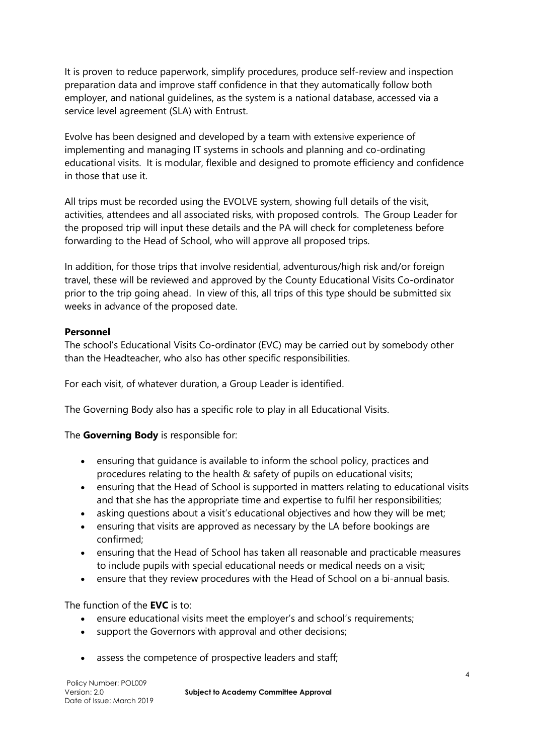It is proven to reduce paperwork, simplify procedures, produce self-review and inspection preparation data and improve staff confidence in that they automatically follow both employer, and national guidelines, as the system is a national database, accessed via a service level agreement (SLA) with Entrust.

Evolve has been designed and developed by a team with extensive experience of implementing and managing IT systems in schools and planning and co-ordinating educational visits. It is modular, flexible and designed to promote efficiency and confidence in those that use it.

All trips must be recorded using the EVOLVE system, showing full details of the visit, activities, attendees and all associated risks, with proposed controls. The Group Leader for the proposed trip will input these details and the PA will check for completeness before forwarding to the Head of School, who will approve all proposed trips.

In addition, for those trips that involve residential, adventurous/high risk and/or foreign travel, these will be reviewed and approved by the County Educational Visits Co-ordinator prior to the trip going ahead. In view of this, all trips of this type should be submitted six weeks in advance of the proposed date.

**Personnel**

The school's Educational Visits Co-ordinator (EVC) may be carried out by somebody other than the Headteacher, who also has other specific responsibilities.

For each visit, of whatever duration, a Group Leader is identified.

The Governing Body also has a specific role to play in all Educational Visits.

The **Governing Body** is responsible for:

- ensuring that guidance is available to inform the school policy, practices and procedures relating to the health & safety of pupils on educational visits;
- ensuring that the Head of School is supported in matters relating to educational visits and that she has the appropriate time and expertise to fulfil her responsibilities;
- asking questions about a visit's educational objectives and how they will be met;
- ensuring that visits are approved as necessary by the LA before bookings are confirmed;
- ensuring that the Head of School has taken all reasonable and practicable measures to include pupils with special educational needs or medical needs on a visit;
- ensure that they review procedures with the Head of School on a bi-annual basis.

The function of the **EVC** is to:

- ensure educational visits meet the employer's and school's requirements;
- support the Governors with approval and other decisions;
- assess the competence of prospective leaders and staff;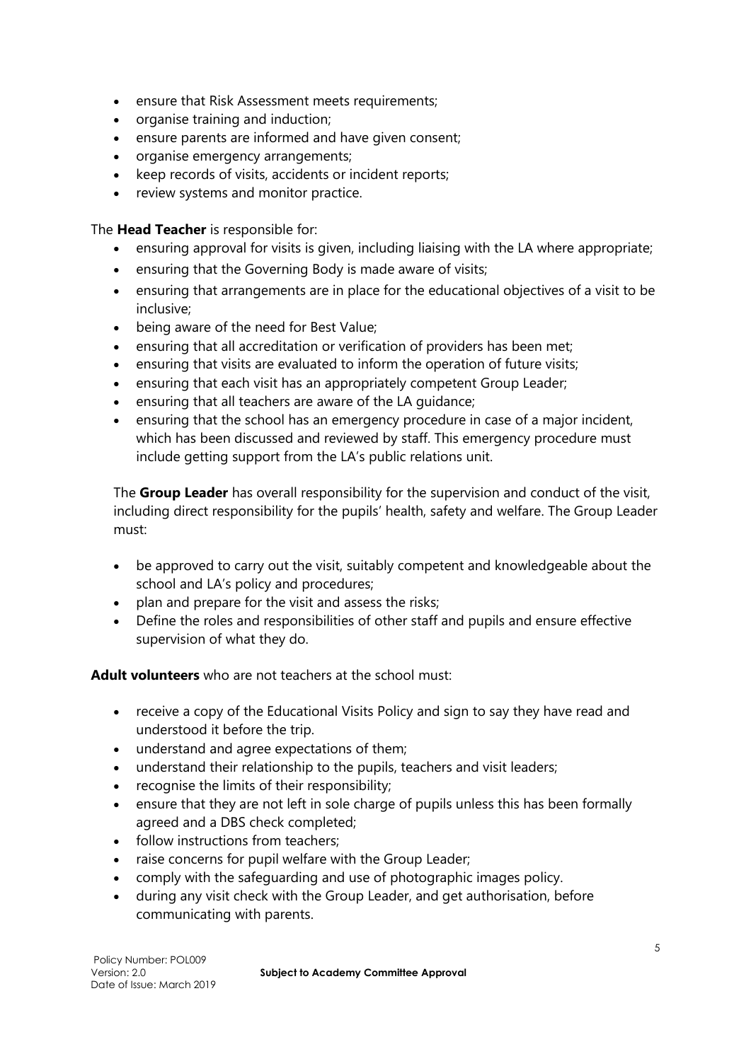- ensure that Risk Assessment meets requirements;
- organise training and induction;
- ensure parents are informed and have given consent;
- organise emergency arrangements;
- keep records of visits, accidents or incident reports;
- review systems and monitor practice.

The **Head Teacher** is responsible for:

- ensuring approval for visits is given, including liaising with the LA where appropriate;
- ensuring that the Governing Body is made aware of visits;
- ensuring that arrangements are in place for the educational objectives of a visit to be inclusive;
- being aware of the need for Best Value;
- ensuring that all accreditation or verification of providers has been met;
- ensuring that visits are evaluated to inform the operation of future visits;
- ensuring that each visit has an appropriately competent Group Leader;
- ensuring that all teachers are aware of the LA guidance;
- ensuring that the school has an emergency procedure in case of a major incident, which has been discussed and reviewed by staff. This emergency procedure must include getting support from the LA's public relations unit.

The **Group Leader** has overall responsibility for the supervision and conduct of the visit, including direct responsibility for the pupils' health, safety and welfare. The Group Leader must:

- be approved to carry out the visit, suitably competent and knowledgeable about the school and LA's policy and procedures;
- plan and prepare for the visit and assess the risks;
- Define the roles and responsibilities of other staff and pupils and ensure effective supervision of what they do.

**Adult volunteers** who are not teachers at the school must:

- receive a copy of the Educational Visits Policy and sign to say they have read and understood it before the trip.
- understand and agree expectations of them;
- understand their relationship to the pupils, teachers and visit leaders;
- recognise the limits of their responsibility;
- ensure that they are not left in sole charge of pupils unless this has been formally agreed and a DBS check completed;
- follow instructions from teachers;
- raise concerns for pupil welfare with the Group Leader;
- comply with the safeguarding and use of photographic images policy.
- during any visit check with the Group Leader, and get authorisation, before communicating with parents.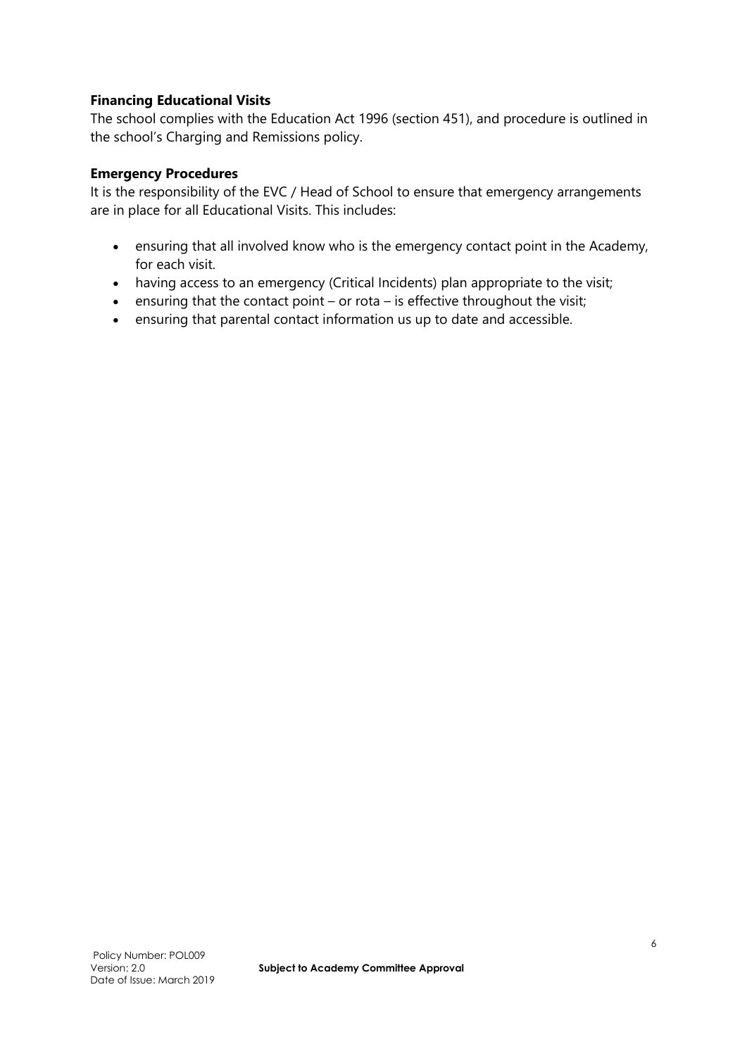**Financing Educational Visits**

The school complies with the Education Act 1996 (section 451), and procedure is outlined in the school's Charging and Remissions policy.

**Emergency Procedures**

It is the responsibility of the EVC / Head of School to ensure that emergency arrangements are in place for all Educational Visits. This includes:

- ensuring that all involved know who is the emergency contact point in the Academy, for each visit.
- having access to an emergency (Critical Incidents) plan appropriate to the visit;
- ensuring that the contact point – or rota – is effective throughout the visit;
- ensuring that parental contact information us up to date and accessible.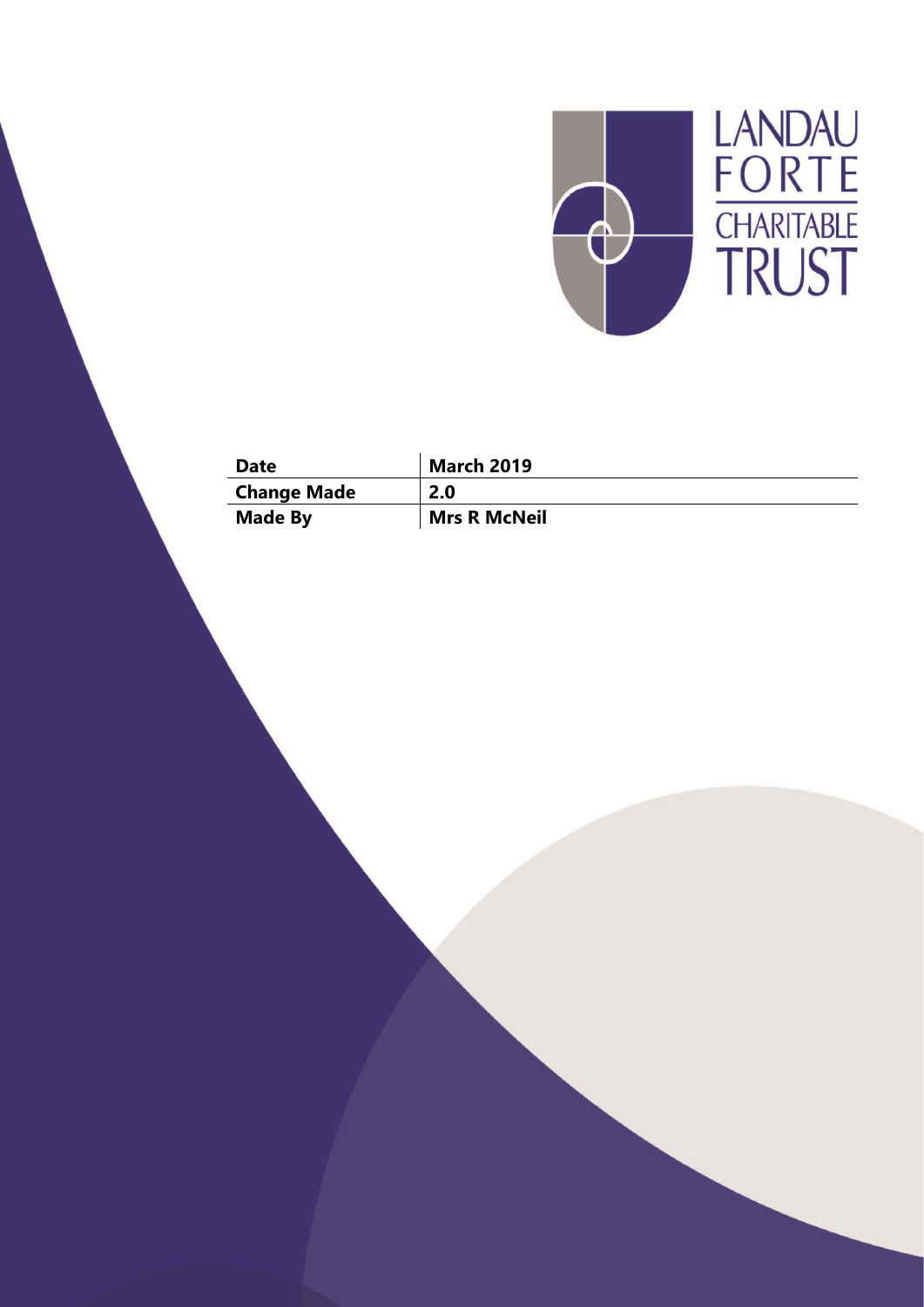LANDAU FORTE CHARITABLE TRUST

| | |
|---|---|
| **Date** | **March 2019** |
| **Change Made** | **2.0** |
| **Made By** | **Mrs R McNeil** |